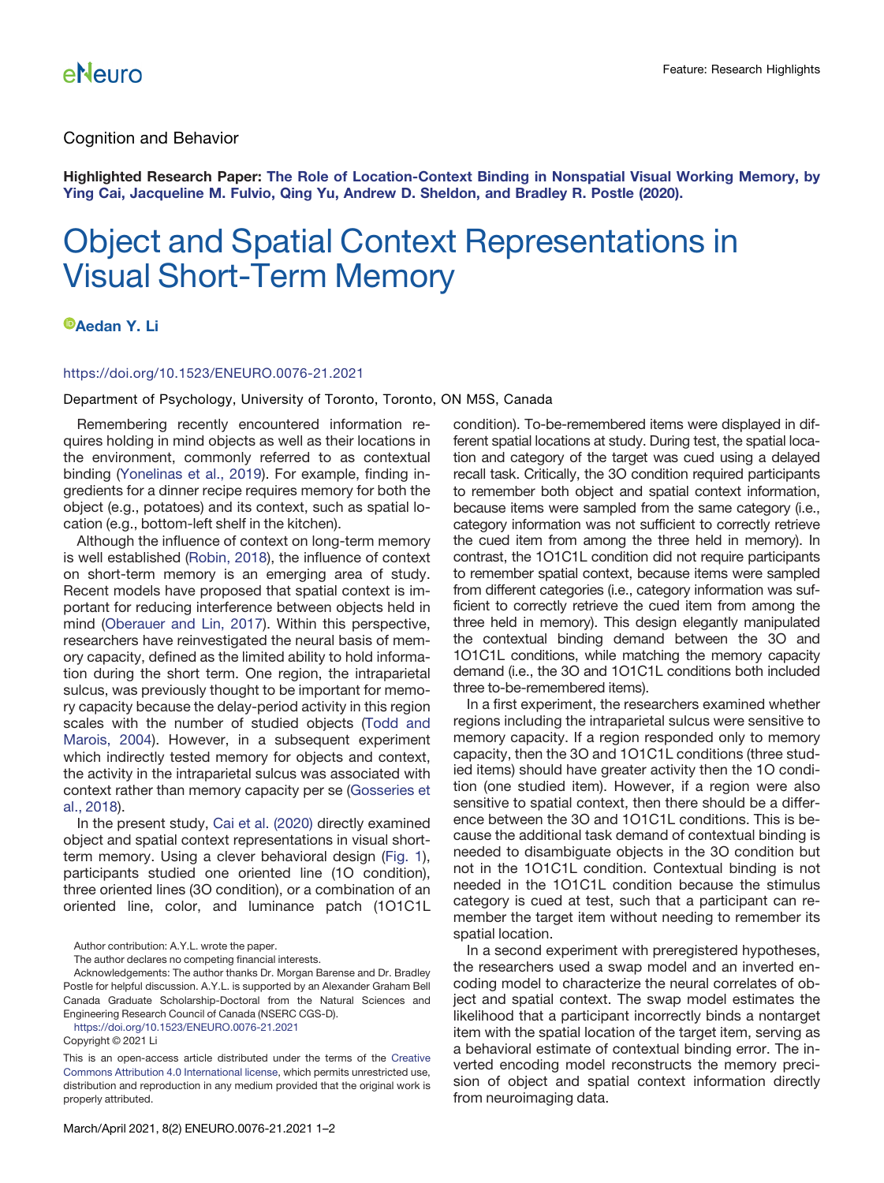Cognition and Behavior

**Highlighted Research Paper: The Role of Location-Context Binding in Nonspatial Visual Working Memory, by Ying Cai, Jacqueline M. Fulvio, Qing Yu, Andrew D. Sheldon, and Bradley R. Postle (2020).**

# Object and Spatial Context Representations in Visual Short-Term Memory

**Aedan Y. Li**

https://doi.org/10.1523/ENEURO.0076-21.2021

Department of Psychology, University of Toronto, Toronto, ON M5S, Canada

Remembering recently encountered information requires holding in mind objects as well as their locations in the environment, commonly referred to as contextual binding (Yonelinas et al., 2019). For example, finding ingredients for a dinner recipe requires memory for both the object (e.g., potatoes) and its context, such as spatial location (e.g., bottom-left shelf in the kitchen).

Although the influence of context on long-term memory is well established (Robin, 2018), the influence of context on short-term memory is an emerging area of study. Recent models have proposed that spatial context is important for reducing interference between objects held in mind (Oberauer and Lin, 2017). Within this perspective, researchers have reinvestigated the neural basis of memory capacity, defined as the limited ability to hold information during the short term. One region, the intraparietal sulcus, was previously thought to be important for memory capacity because the delay-period activity in this region scales with the number of studied objects (Todd and Marois, 2004). However, in a subsequent experiment which indirectly tested memory for objects and context, the activity in the intraparietal sulcus was associated with context rather than memory capacity per se (Gosseries et al., 2018).

In the present study, Cai et al. (2020) directly examined object and spatial context representations in visual short-term memory. Using a clever behavioral design (Fig. 1), participants studied one oriented line (1O condition), three oriented lines (3O condition), or a combination of an oriented line, color, and luminance patch (1O1C1L condition). To-be-remembered items were displayed in different spatial locations at study. During test, the spatial location and category of the target was cued using a delayed recall task. Critically, the 3O condition required participants to remember both object and spatial context information, because items were sampled from the same category (i.e., category information was not sufficient to correctly retrieve the cued item from among the three held in memory). In contrast, the 1O1C1L condition did not require participants to remember spatial context, because items were sampled from different categories (i.e., category information was sufficient to correctly retrieve the cued item from among the three held in memory). This design elegantly manipulated the contextual binding demand between the 3O and 1O1C1L conditions, while matching the memory capacity demand (i.e., the 3O and 1O1C1L conditions both included three to-be-remembered items).

In a first experiment, the researchers examined whether regions including the intraparietal sulcus were sensitive to memory capacity. If a region responded only to memory capacity, then the 3O and 1O1C1L conditions (three studied items) should have greater activity then the 1O condition (one studied item). However, if a region were also sensitive to spatial context, then there should be a difference between the 3O and 1O1C1L conditions. This is because the additional task demand of contextual binding is needed to disambiguate objects in the 3O condition but not in the 1O1C1L condition. Contextual binding is not needed in the 1O1C1L condition because the stimulus category is cued at test, such that a participant can remember the target item without needing to remember its spatial location.

In a second experiment with preregistered hypotheses, the researchers used a swap model and an inverted encoding model to characterize the neural correlates of object and spatial context. The swap model estimates the likelihood that a participant incorrectly binds a nontarget item with the spatial location of the target item, serving as a behavioral estimate of contextual binding error. The inverted encoding model reconstructs the memory precision of object and spatial context information directly from neuroimaging data.

Author contribution: A.Y.L. wrote the paper.

The author declares no competing financial interests.

Acknowledgements: The author thanks Dr. Morgan Barense and Dr. Bradley Postle for helpful discussion. A.Y.L. is supported by an Alexander Graham Bell Canada Graduate Scholarship-Doctoral from the Natural Sciences and Engineering Research Council of Canada (NSERC CGS-D).

https://doi.org/10.1523/ENEURO.0076-21.2021

Copyright © 2021 Li

This is an open-access article distributed under the terms of the Creative Commons Attribution 4.0 International license, which permits unrestricted use, distribution and reproduction in any medium provided that the original work is properly attributed.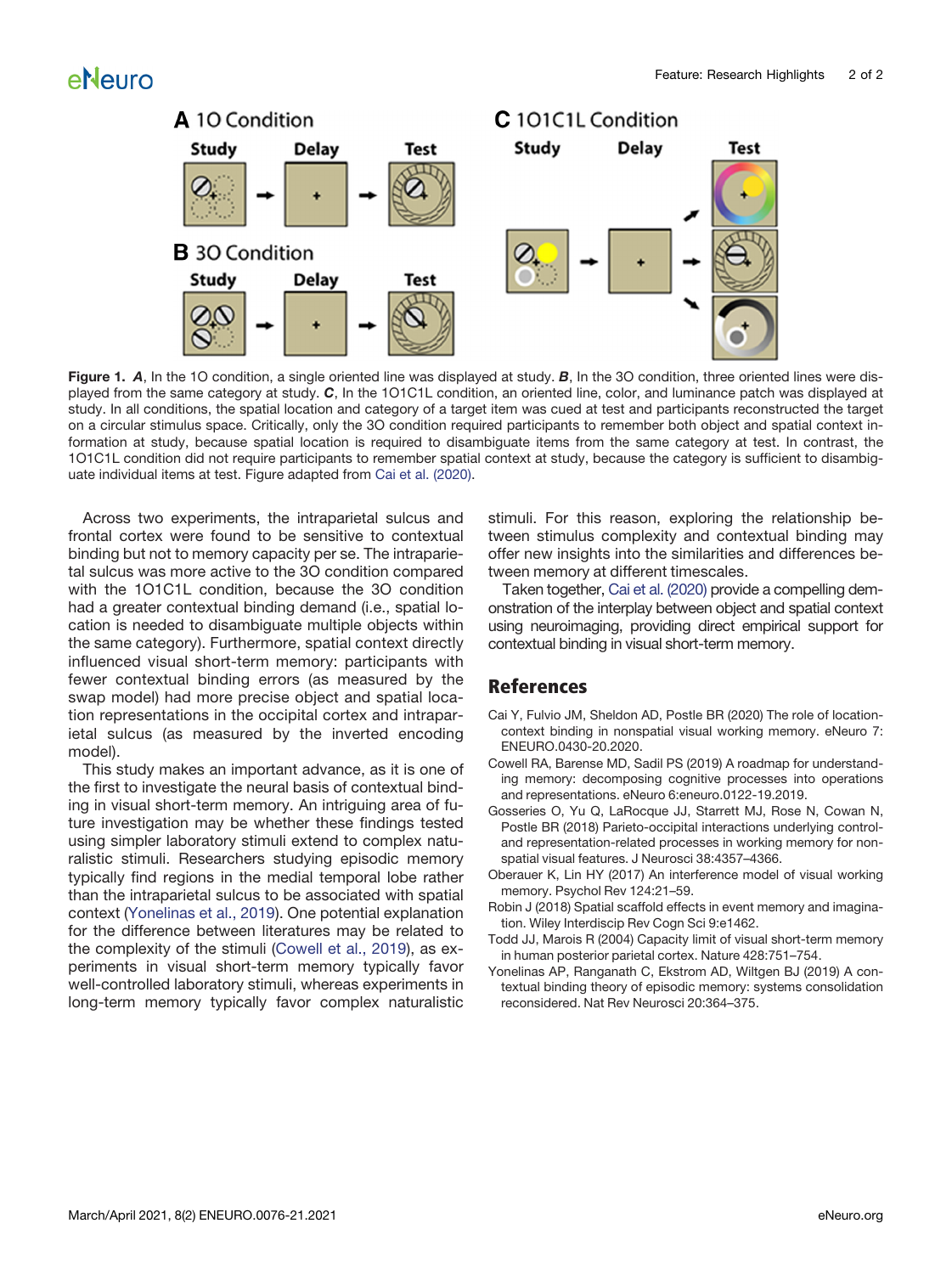A 1O Condition

Study Delay Test

B 3O Condition

Study Delay Test

C 1O1C1L Condition

Study Delay Test

**Figure 1.** ***A***, In the 1O condition, a single oriented line was displayed at study. ***B***, In the 3O condition, three oriented lines were displayed from the same category at study. ***C***, In the 1O1C1L condition, an oriented line, color, and luminance patch was displayed at study. In all conditions, the spatial location and category of a target item was cued at test and participants reconstructed the target on a circular stimulus space. Critically, only the 3O condition required participants to remember both object and spatial context information at study, because spatial location is required to disambiguate items from the same category at test. In contrast, the 1O1C1L condition did not require participants to remember spatial context at study, because the category is sufficient to disambiguate individual items at test. Figure adapted from Cai et al. (2020).

Across two experiments, the intraparietal sulcus and frontal cortex were found to be sensitive to contextual binding but not to memory capacity per se. The intraparietal sulcus was more active to the 3O condition compared with the 1O1C1L condition, because the 3O condition had a greater contextual binding demand (i.e., spatial location is needed to disambiguate multiple objects within the same category). Furthermore, spatial context directly influenced visual short-term memory: participants with fewer contextual binding errors (as measured by the swap model) had more precise object and spatial location representations in the occipital cortex and intraparietal sulcus (as measured by the inverted encoding model).

This study makes an important advance, as it is one of the first to investigate the neural basis of contextual binding in visual short-term memory. An intriguing area of future investigation may be whether these findings tested using simpler laboratory stimuli extend to complex naturalistic stimuli. Researchers studying episodic memory typically find regions in the medial temporal lobe rather than the intraparietal sulcus to be associated with spatial context (Yonelinas et al., 2019). One potential explanation for the difference between literatures may be related to the complexity of the stimuli (Cowell et al., 2019), as experiments in visual short-term memory typically favor well-controlled laboratory stimuli, whereas experiments in long-term memory typically favor complex naturalistic stimuli. For this reason, exploring the relationship between stimulus complexity and contextual binding may offer new insights into the similarities and differences between memory at different timescales.

Taken together, Cai et al. (2020) provide a compelling demonstration of the interplay between object and spatial context using neuroimaging, providing direct empirical support for contextual binding in visual short-term memory.

## References

Cai Y, Fulvio JM, Sheldon AD, Postle BR (2020) The role of location-context binding in nonspatial visual working memory. eNeuro 7: ENEURO.0430-20.2020.

Cowell RA, Barense MD, Sadil PS (2019) A roadmap for understanding memory: decomposing cognitive processes into operations and representations. eNeuro 6:eneuro.0122-19.2019.

Gosseries O, Yu Q, LaRocque JJ, Starrett MJ, Rose N, Cowan N, Postle BR (2018) Parieto-occipital interactions underlying control- and representation-related processes in working memory for nonspatial visual features. J Neurosci 38:4357–4366.

Oberauer K, Lin HY (2017) An interference model of visual working memory. Psychol Rev 124:21–59.

Robin J (2018) Spatial scaffold effects in event memory and imagination. Wiley Interdiscip Rev Cogn Sci 9:e1462.

Todd JJ, Marois R (2004) Capacity limit of visual short-term memory in human posterior parietal cortex. Nature 428:751–754.

Yonelinas AP, Ranganath C, Ekstrom AD, Wiltgen BJ (2019) A contextual binding theory of episodic memory: systems consolidation reconsidered. Nat Rev Neurosci 20:364–375.